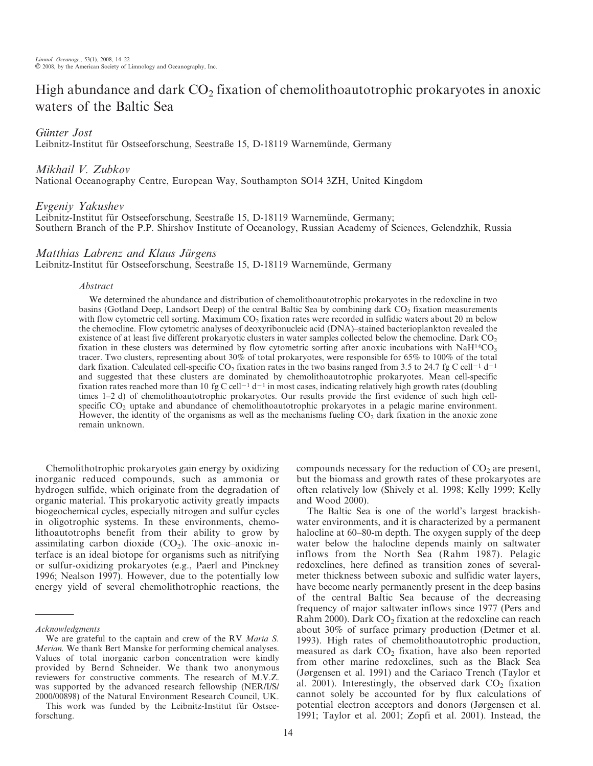# High abundance and dark $CO_2$ fixation of chemolithoautotrophic prokaryotes in anoxic waters of the Baltic Sea

*Günter Jost*
Leibnitz-Institut für Ostseeforschung, Seestraße 15, D-18119 Warnemünde, Germany

*Mikhail V. Zubkov*
National Oceanography Centre, European Way, Southampton SO14 3ZH, United Kingdom

*Evgeniy Yakushev*
Leibnitz-Institut für Ostseeforschung, Seestraße 15, D-18119 Warnemünde, Germany;
Southern Branch of the P.P. Shirshov Institute of Oceanology, Russian Academy of Sciences, Gelendzhik, Russia

*Matthias Labrenz and Klaus Jürgens*
Leibnitz-Institut für Ostseeforschung, Seestraße 15, D-18119 Warnemünde, Germany

## Abstract

We determined the abundance and distribution of chemolithoautotrophic prokaryotes in the redoxcline in two basins (Gotland Deep, Landsort Deep) of the central Baltic Sea by combining dark $CO_2$ fixation measurements with flow cytometric cell sorting. Maximum $CO_2$ fixation rates were recorded in sulfidic waters about 20 m below the chemocline. Flow cytometric analyses of deoxyribonucleic acid (DNA)–stained bacterioplankton revealed the existence of at least five different prokaryotic clusters in water samples collected below the chemocline. Dark $CO_2$ fixation in these clusters was determined by flow cytometric sorting after anoxic incubations with $NaH^{14}CO_3$ tracer. Two clusters, representing about 30% of total prokaryotes, were responsible for 65% to 100% of the total dark fixation. Calculated cell-specific $CO_2$ fixation rates in the two basins ranged from 3.5 to 24.7 fg C cell$^{-1}$ d$^{-1}$ and suggested that these clusters are dominated by chemolithoautotrophic prokaryotes. Mean cell-specific fixation rates reached more than 10 fg C cell$^{-1}$ d$^{-1}$ in most cases, indicating relatively high growth rates (doubling times 1–2 d) of chemolithoautotrophic prokaryotes. Our results provide the first evidence of such high cell-specific $CO_2$ uptake and abundance of chemolithoautotrophic prokaryotes in a pelagic marine environment. However, the identity of the organisms as well as the mechanisms fueling $CO_2$ dark fixation in the anoxic zone remain unknown.

Chemolithotrophic prokaryotes gain energy by oxidizing inorganic reduced compounds, such as ammonia or hydrogen sulfide, which originate from the degradation of organic material. This prokaryotic activity greatly impacts biogeochemical cycles, especially nitrogen and sulfur cycles in oligotrophic systems. In these environments, chemolithoautotrophs benefit from their ability to grow by assimilating carbon dioxide ($CO_2$). The oxic–anoxic interface is an ideal biotope for organisms such as nitrifying or sulfur-oxidizing prokaryotes (e.g., Paerl and Pinckney 1996; Nealson 1997). However, due to the potentially low energy yield of several chemolithotrophic reactions, the compounds necessary for the reduction of $CO_2$ are present, but the biomass and growth rates of these prokaryotes are often relatively low (Shively et al. 1998; Kelly 1999; Kelly and Wood 2000).

The Baltic Sea is one of the world's largest brackish-water environments, and it is characterized by a permanent halocline at 60–80-m depth. The oxygen supply of the deep water below the halocline depends mainly on saltwater inflows from the North Sea (Rahm 1987). Pelagic redoxclines, here defined as transition zones of several-meter thickness between suboxic and sulfidic water layers, have become nearly permanently present in the deep basins of the central Baltic Sea because of the decreasing frequency of major saltwater inflows since 1977 (Pers and Rahm 2000). Dark $CO_2$ fixation at the redoxcline can reach about 30% of surface primary production (Detmer et al. 1993). High rates of chemolithoautotrophic production, measured as dark $CO_2$ fixation, have also been reported from other marine redoxclines, such as the Black Sea (Jørgensen et al. 1991) and the Cariaco Trench (Taylor et al. 2001). Interestingly, the observed dark $CO_2$ fixation cannot solely be accounted for by flux calculations of potential electron acceptors and donors (Jørgensen et al. 1991; Taylor et al. 2001; Zopfi et al. 2001). Instead, the

---

*Acknowledgments*

We are grateful to the captain and crew of the RV *Maria S. Merian*. We thank Bert Manske for performing chemical analyses. Values of total inorganic carbon concentration were kindly provided by Bernd Schneider. We thank two anonymous reviewers for constructive comments. The research of M.V.Z. was supported by the advanced research fellowship (NER/I/S/2000/00898) of the Natural Environment Research Council, UK.

This work was funded by the Leibnitz-Institut für Ostseeforschung.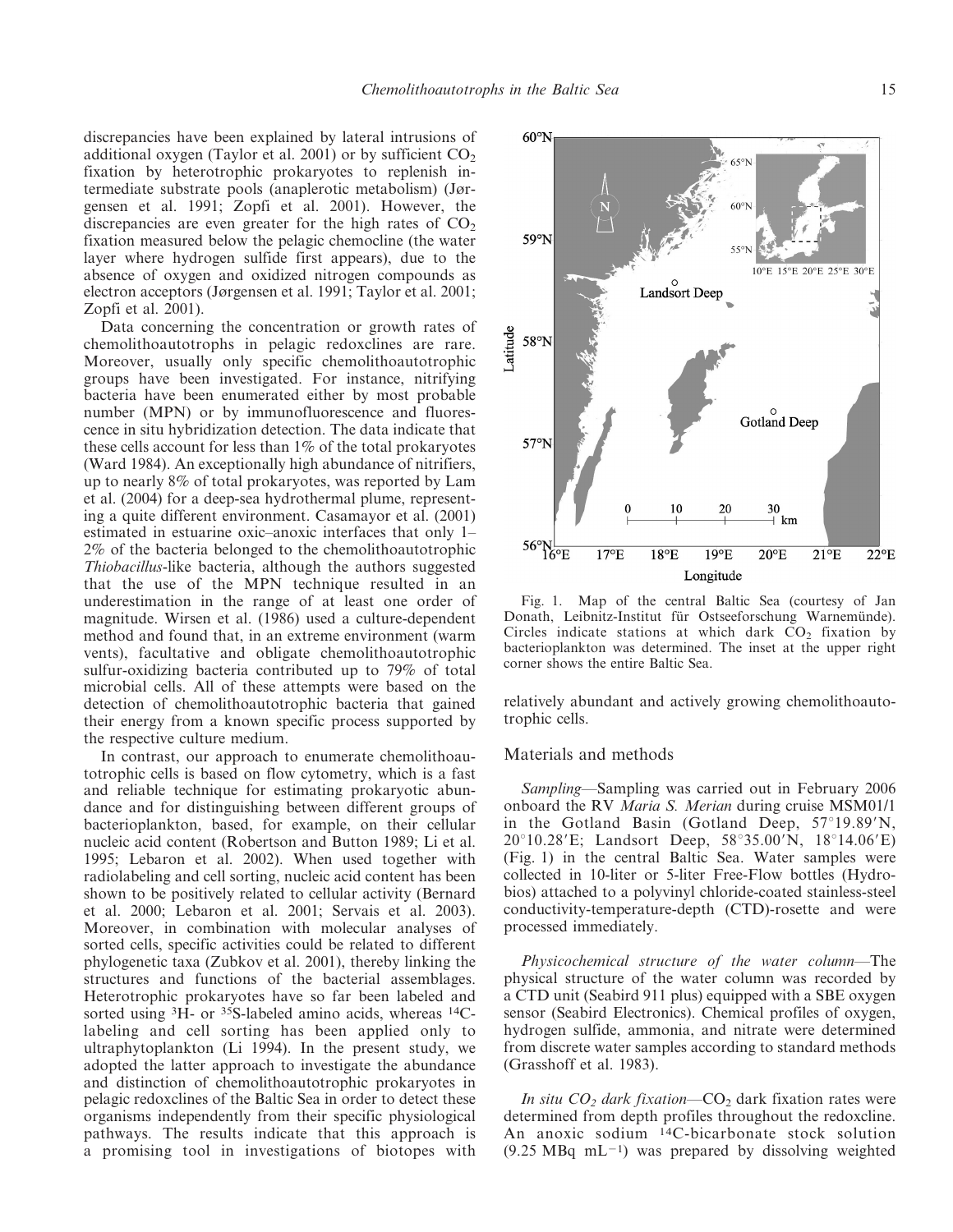discrepancies have been explained by lateral intrusions of additional oxygen (Taylor et al. 2001) or by sufficient $CO_2$ fixation by heterotrophic prokaryotes to replenish intermediate substrate pools (anaplerotic metabolism) (Jørgensen et al. 1991; Zopfi et al. 2001). However, the discrepancies are even greater for the high rates of $CO_2$ fixation measured below the pelagic chemocline (the water layer where hydrogen sulfide first appears), due to the absence of oxygen and oxidized nitrogen compounds as electron acceptors (Jørgensen et al. 1991; Taylor et al. 2001; Zopfi et al. 2001).

Data concerning the concentration or growth rates of chemolithoautotrophs in pelagic redoxclines are rare. Moreover, usually only specific chemolithoautotrophic groups have been investigated. For instance, nitrifying bacteria have been enumerated either by most probable number (MPN) or by immunofluorescence and fluorescence in situ hybridization detection. The data indicate that these cells account for less than 1% of the total prokaryotes (Ward 1984). An exceptionally high abundance of nitrifiers, up to nearly 8% of total prokaryotes, was reported by Lam et al. (2004) for a deep-sea hydrothermal plume, representing a quite different environment. Casamayor et al. (2001) estimated in estuarine oxic–anoxic interfaces that only 1–2% of the bacteria belonged to the chemolithoautotrophic *Thiobacillus*-like bacteria, although the authors suggested that the use of the MPN technique resulted in an underestimation in the range of at least one order of magnitude. Wirsen et al. (1986) used a culture-dependent method and found that, in an extreme environment (warm vents), facultative and obligate chemolithoautotrophic sulfur-oxidizing bacteria contributed up to 79% of total microbial cells. All of these attempts were based on the detection of chemolithoautotrophic bacteria that gained their energy from a known specific process supported by the respective culture medium.

In contrast, our approach to enumerate chemolithoautotrophic cells is based on flow cytometry, which is a fast and reliable technique for estimating prokaryotic abundance and for distinguishing between different groups of bacterioplankton, based, for example, on their cellular nucleic acid content (Robertson and Button 1989; Li et al. 1995; Lebaron et al. 2002). When used together with radiolabeling and cell sorting, nucleic acid content has been shown to be positively related to cellular activity (Bernard et al. 2000; Lebaron et al. 2001; Servais et al. 2003). Moreover, in combination with molecular analyses of sorted cells, specific activities could be related to different phylogenetic taxa (Zubkov et al. 2001), thereby linking the structures and functions of the bacterial assemblages. Heterotrophic prokaryotes have so far been labeled and sorted using $^{3}H$- or $^{35}S$-labeled amino acids, whereas $^{14}C$-labeling and cell sorting has been applied only to ultraphytoplankton (Li 1994). In the present study, we adopted the latter approach to investigate the abundance and distinction of chemolithoautotrophic prokaryotes in pelagic redoxclines of the Baltic Sea in order to detect these organisms independently from their specific physiological pathways. The results indicate that this approach is a promising tool in investigations of biotopes with relatively abundant and actively growing chemolithoautotrophic cells.

Fig. 1. Map of the central Baltic Sea (courtesy of Jan Donath, Leibnitz-Institut für Ostseeforschung Warnemünde). Circles indicate stations at which dark $CO_2$ fixation by bacterioplankton was determined. The inset at the upper right corner shows the entire Baltic Sea.

## Materials and methods

*Sampling*—Sampling was carried out in February 2006 onboard the RV *Maria S. Merian* during cruise MSM01/1 in the Gotland Basin (Gotland Deep, 57°19.89′N, 20°10.28′E; Landsort Deep, 58°35.00′N, 18°14.06′E) (Fig. 1) in the central Baltic Sea. Water samples were collected in 10-liter or 5-liter Free-Flow bottles (Hydrobios) attached to a polyvinyl chloride-coated stainless-steel conductivity-temperature-depth (CTD)-rosette and were processed immediately.

*Physicochemical structure of the water column*—The physical structure of the water column was recorded by a CTD unit (Seabird 911 plus) equipped with a SBE oxygen sensor (Seabird Electronics). Chemical profiles of oxygen, hydrogen sulfide, ammonia, and nitrate were determined from discrete water samples according to standard methods (Grasshoff et al. 1983).

*In situ $CO_2$ dark fixation*—$CO_2$ dark fixation rates were determined from depth profiles throughout the redoxcline. An anoxic sodium $^{14}C$-bicarbonate stock solution (9.25 MBq $mL^{-1}$) was prepared by dissolving weighted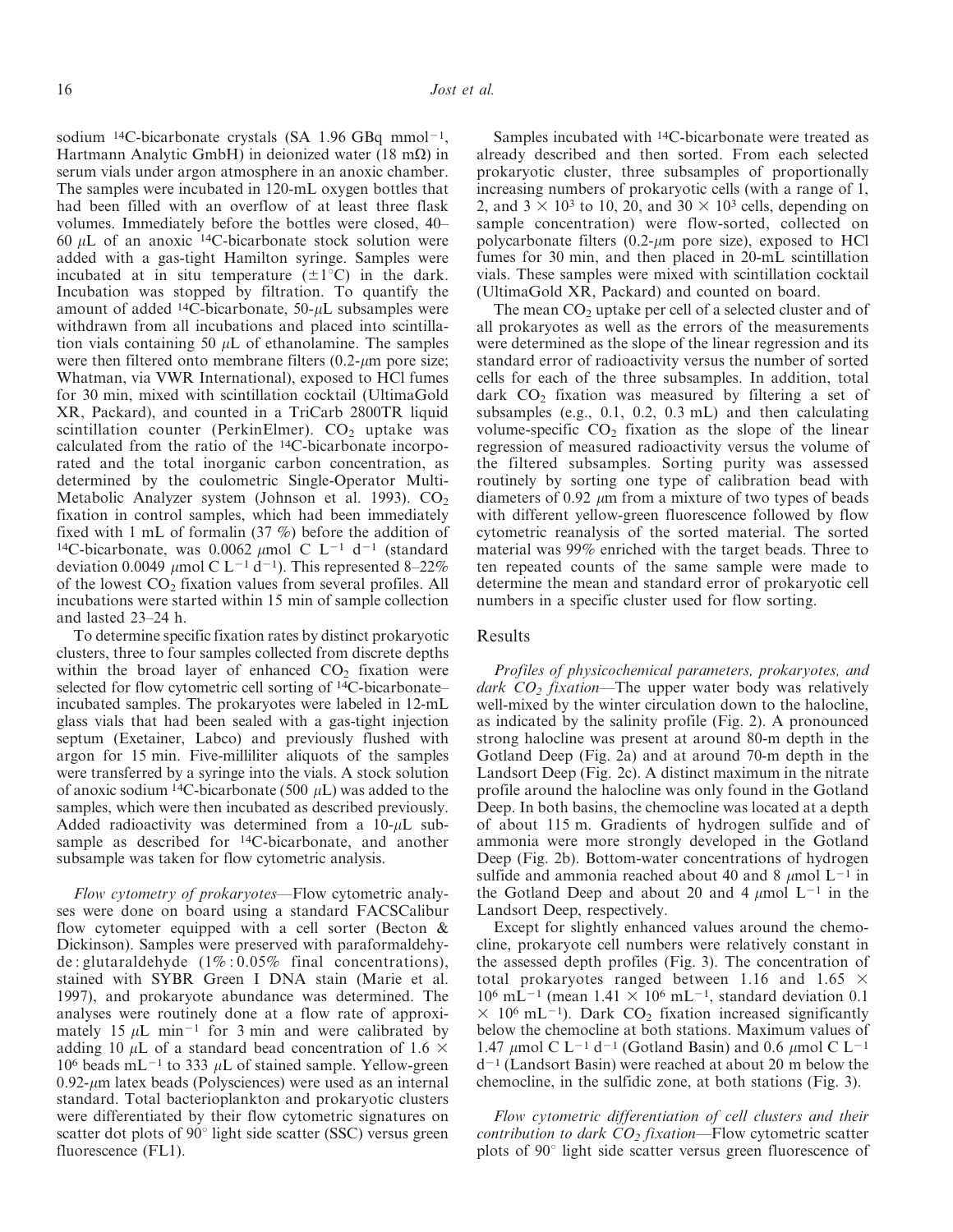sodium $^{14}$C-bicarbonate crystals (SA 1.96 GBq mmol$^{-1}$, Hartmann Analytic GmbH) in deionized water (18 m$\Omega$) in serum vials under argon atmosphere in an anoxic chamber. The samples were incubated in 120-mL oxygen bottles that had been filled with an overflow of at least three flask volumes. Immediately before the bottles were closed, 40–60 $\mu$L of an anoxic $^{14}$C-bicarbonate stock solution were added with a gas-tight Hamilton syringe. Samples were incubated at in situ temperature ($\pm 1^{\circ}$C) in the dark. Incubation was stopped by filtration. To quantify the amount of added $^{14}$C-bicarbonate, 50-$\mu$L subsamples were withdrawn from all incubations and placed into scintillation vials containing 50 $\mu$L of ethanolamine. The samples were then filtered onto membrane filters (0.2-$\mu$m pore size; Whatman, via VWR International), exposed to HCl fumes for 30 min, mixed with scintillation cocktail (UltimaGold XR, Packard), and counted in a TriCarb 2800TR liquid scintillation counter (PerkinElmer). $CO_2$ uptake was calculated from the ratio of the $^{14}$C-bicarbonate incorporated and the total inorganic carbon concentration, as determined by the coulometric Single-Operator Multi-Metabolic Analyzer system (Johnson et al. 1993). $CO_2$ fixation in control samples, which had been immediately fixed with 1 mL of formalin (37 %) before the addition of $^{14}$C-bicarbonate, was 0.0062 $\mu$mol C L$^{-1}$ d$^{-1}$ (standard deviation 0.0049 $\mu$mol C L$^{-1}$ d$^{-1}$). This represented 8–22% of the lowest $CO_2$ fixation values from several profiles. All incubations were started within 15 min of sample collection and lasted 23–24 h.

To determine specific fixation rates by distinct prokaryotic clusters, three to four samples collected from discrete depths within the broad layer of enhanced $CO_2$ fixation were selected for flow cytometric cell sorting of $^{14}$C-bicarbonate–incubated samples. The prokaryotes were labeled in 12-mL glass vials that had been sealed with a gas-tight injection septum (Exetainer, Labco) and previously flushed with argon for 15 min. Five-milliliter aliquots of the samples were transferred by a syringe into the vials. A stock solution of anoxic sodium $^{14}$C-bicarbonate (500 $\mu$L) was added to the samples, which were then incubated as described previously. Added radioactivity was determined from a 10-$\mu$L subsample as described for $^{14}$C-bicarbonate, and another subsample was taken for flow cytometric analysis.

*Flow cytometry of prokaryotes*—Flow cytometric analyses were done on board using a standard FACSCalibur flow cytometer equipped with a cell sorter (Becton & Dickinson). Samples were preserved with paraformaldehyde : glutaraldehyde (1% : 0.05% final concentrations), stained with SYBR Green I DNA stain (Marie et al. 1997), and prokaryote abundance was determined. The analyses were routinely done at a flow rate of approximately 15 $\mu$L min$^{-1}$ for 3 min and were calibrated by adding 10 $\mu$L of a standard bead concentration of 1.6 $\times$ 10$^{6}$ beads mL$^{-1}$ to 333 $\mu$L of stained sample. Yellow-green 0.92-$\mu$m latex beads (Polysciences) were used as an internal standard. Total bacterioplankton and prokaryotic clusters were differentiated by their flow cytometric signatures on scatter dot plots of 90° light side scatter (SSC) versus green fluorescence (FL1).

Samples incubated with $^{14}$C-bicarbonate were treated as already described and then sorted. From each selected prokaryotic cluster, three subsamples of proportionally increasing numbers of prokaryotic cells (with a range of 1, 2, and 3 $\times$ 10$^{3}$ to 10, 20, and 30 $\times$ 10$^{3}$ cells, depending on sample concentration) were flow-sorted, collected on polycarbonate filters (0.2-$\mu$m pore size), exposed to HCl fumes for 30 min, and then placed in 20-mL scintillation vials. These samples were mixed with scintillation cocktail (UltimaGold XR, Packard) and counted on board.

The mean $CO_2$ uptake per cell of a selected cluster and of all prokaryotes as well as the errors of the measurements were determined as the slope of the linear regression and its standard error of radioactivity versus the number of sorted cells for each of the three subsamples. In addition, total dark $CO_2$ fixation was measured by filtering a set of subsamples (e.g., 0.1, 0.2, 0.3 mL) and then calculating volume-specific $CO_2$ fixation as the slope of the linear regression of measured radioactivity versus the volume of the filtered subsamples. Sorting purity was assessed routinely by sorting one type of calibration bead with diameters of 0.92 $\mu$m from a mixture of two types of beads with different yellow-green fluorescence followed by flow cytometric reanalysis of the sorted material. The sorted material was 99% enriched with the target beads. Three to ten repeated counts of the same sample were made to determine the mean and standard error of prokaryotic cell numbers in a specific cluster used for flow sorting.

## Results

*Profiles of physicochemical parameters, prokaryotes, and dark $CO_2$ fixation*—The upper water body was relatively well-mixed by the winter circulation down to the halocline, as indicated by the salinity profile (Fig. 2). A pronounced strong halocline was present at around 80-m depth in the Gotland Deep (Fig. 2a) and at around 70-m depth in the Landsort Deep (Fig. 2c). A distinct maximum in the nitrate profile around the halocline was only found in the Gotland Deep. In both basins, the chemocline was located at a depth of about 115 m. Gradients of hydrogen sulfide and of ammonia were more strongly developed in the Gotland Deep (Fig. 2b). Bottom-water concentrations of hydrogen sulfide and ammonia reached about 40 and 8 $\mu$mol L$^{-1}$ in the Gotland Deep and about 20 and 4 $\mu$mol L$^{-1}$ in the Landsort Deep, respectively.

Except for slightly enhanced values around the chemocline, prokaryote cell numbers were relatively constant in the assessed depth profiles (Fig. 3). The concentration of total prokaryotes ranged between 1.16 and 1.65 $\times$ 10$^{6}$ mL$^{-1}$ (mean 1.41 $\times$ 10$^{6}$ mL$^{-1}$, standard deviation 0.1 $\times$ 10$^{6}$ mL$^{-1}$). Dark $CO_2$ fixation increased significantly below the chemocline at both stations. Maximum values of 1.47 $\mu$mol C L$^{-1}$ d$^{-1}$ (Gotland Basin) and 0.6 $\mu$mol C L$^{-1}$ d$^{-1}$ (Landsort Basin) were reached at about 20 m below the chemocline, in the sulfidic zone, at both stations (Fig. 3).

*Flow cytometric differentiation of cell clusters and their contribution to dark $CO_2$ fixation*—Flow cytometric scatter plots of 90° light side scatter versus green fluorescence of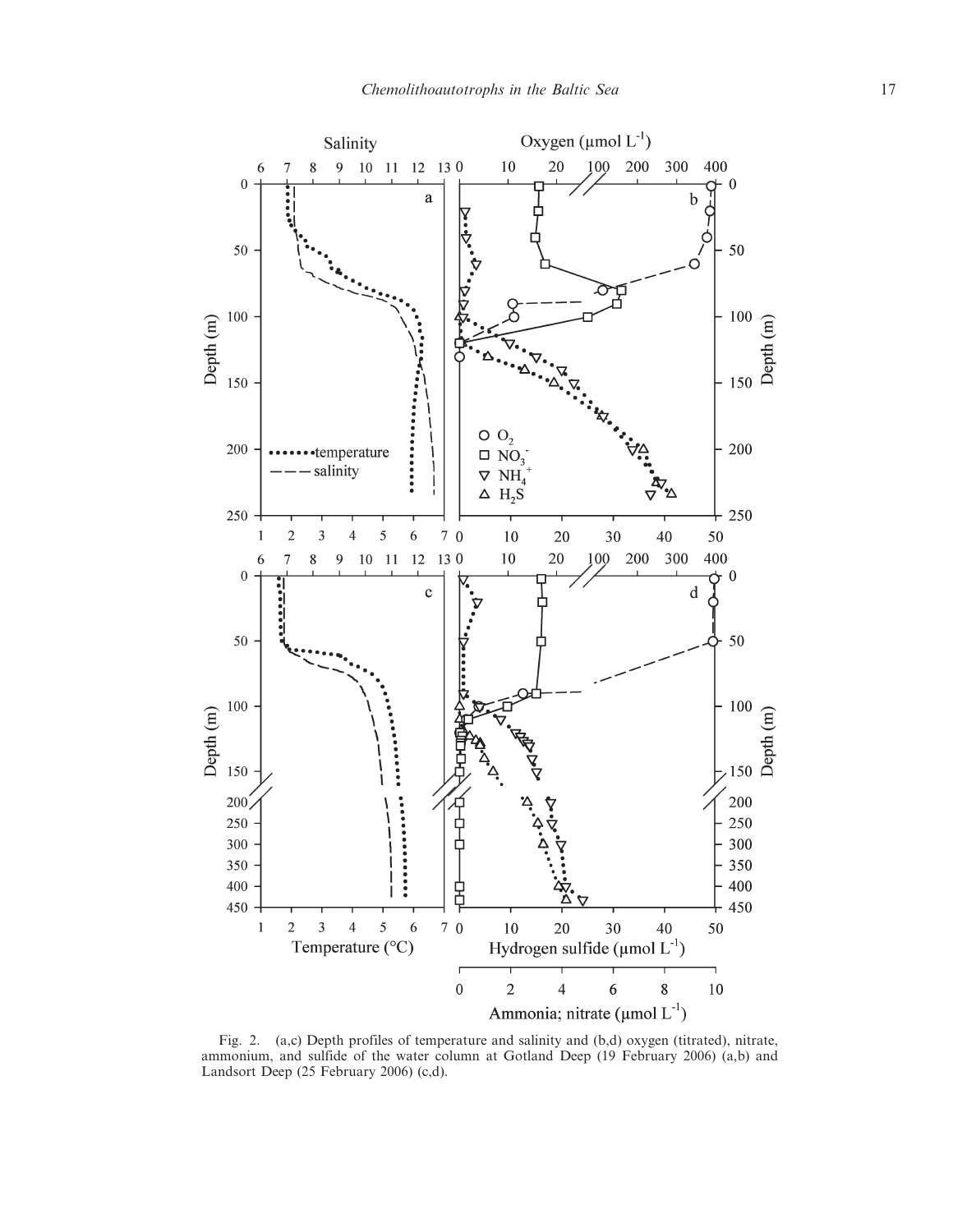Fig. 2. (a,c) Depth profiles of temperature and salinity and (b,d) oxygen (titrated), nitrate, ammonium, and sulfide of the water column at Gotland Deep (19 February 2006) (a,b) and Landsort Deep (25 February 2006) (c,d).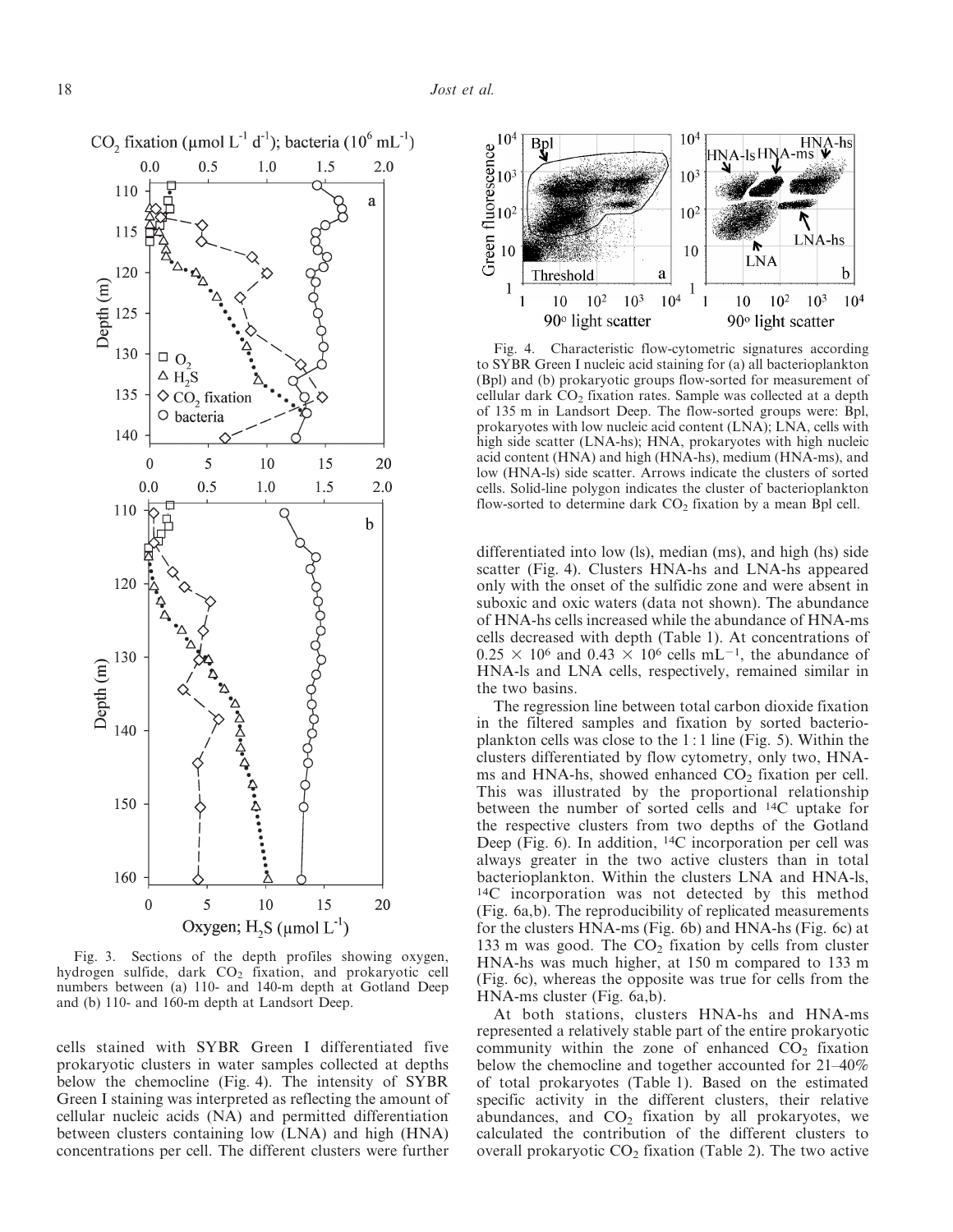Fig. 3. Sections of the depth profiles showing oxygen, hydrogen sulfide, dark $CO_2$ fixation, and prokaryotic cell numbers between (a) 110- and 140-m depth at Gotland Deep and (b) 110- and 160-m depth at Landsort Deep.

Fig. 4. Characteristic flow-cytometric signatures according to SYBR Green I nucleic acid staining for (a) all bacterioplankton (Bpl) and (b) prokaryotic groups flow-sorted for measurement of cellular dark $CO_2$ fixation rates. Sample was collected at a depth of 135 m in Landsort Deep. The flow-sorted groups were: Bpl, prokaryotes with low nucleic acid content (LNA); LNA, cells with high side scatter (LNA-hs); HNA, prokaryotes with high nucleic acid content (HNA) and high (HNA-hs), medium (HNA-ms), and low (HNA-ls) side scatter. Arrows indicate the clusters of sorted cells. Solid-line polygon indicates the cluster of bacterioplankton flow-sorted to determine dark $CO_2$ fixation by a mean Bpl cell.

cells stained with SYBR Green I differentiated five prokaryotic clusters in water samples collected at depths below the chemocline (Fig. 4). The intensity of SYBR Green I staining was interpreted as reflecting the amount of cellular nucleic acids (NA) and permitted differentiation between clusters containing low (LNA) and high (HNA) concentrations per cell. The different clusters were further differentiated into low (ls), median (ms), and high (hs) side scatter (Fig. 4). Clusters HNA-hs and LNA-hs appeared only with the onset of the sulfidic zone and were absent in suboxic and oxic waters (data not shown). The abundance of HNA-hs cells increased while the abundance of HNA-ms cells decreased with depth (Table 1). At concentrations of $0.25 \times 10^6$ and $0.43 \times 10^6$ cells $mL^{-1}$, the abundance of HNA-ls and LNA cells, respectively, remained similar in the two basins.

The regression line between total carbon dioxide fixation in the filtered samples and fixation by sorted bacterioplankton cells was close to the 1 : 1 line (Fig. 5). Within the clusters differentiated by flow cytometry, only two, HNA-ms and HNA-hs, showed enhanced $CO_2$ fixation per cell. This was illustrated by the proportional relationship between the number of sorted cells and $^{14}C$ uptake for the respective clusters from two depths of the Gotland Deep (Fig. 6). In addition, $^{14}C$ incorporation per cell was always greater in the two active clusters than in total bacterioplankton. Within the clusters LNA and HNA-ls, $^{14}C$ incorporation was not detected by this method (Fig. 6a,b). The reproducibility of replicated measurements for the clusters HNA-ms (Fig. 6b) and HNA-hs (Fig. 6c) at 133 m was good. The $CO_2$ fixation by cells from cluster HNA-hs was much higher, at 150 m compared to 133 m (Fig. 6c), whereas the opposite was true for cells from the HNA-ms cluster (Fig. 6a,b).

At both stations, clusters HNA-hs and HNA-ms represented a relatively stable part of the entire prokaryotic community within the zone of enhanced $CO_2$ fixation below the chemocline and together accounted for 21–40% of total prokaryotes (Table 1). Based on the estimated specific activity in the different clusters, their relative abundances, and $CO_2$ fixation by all prokaryotes, we calculated the contribution of the different clusters to overall prokaryotic $CO_2$ fixation (Table 2). The two active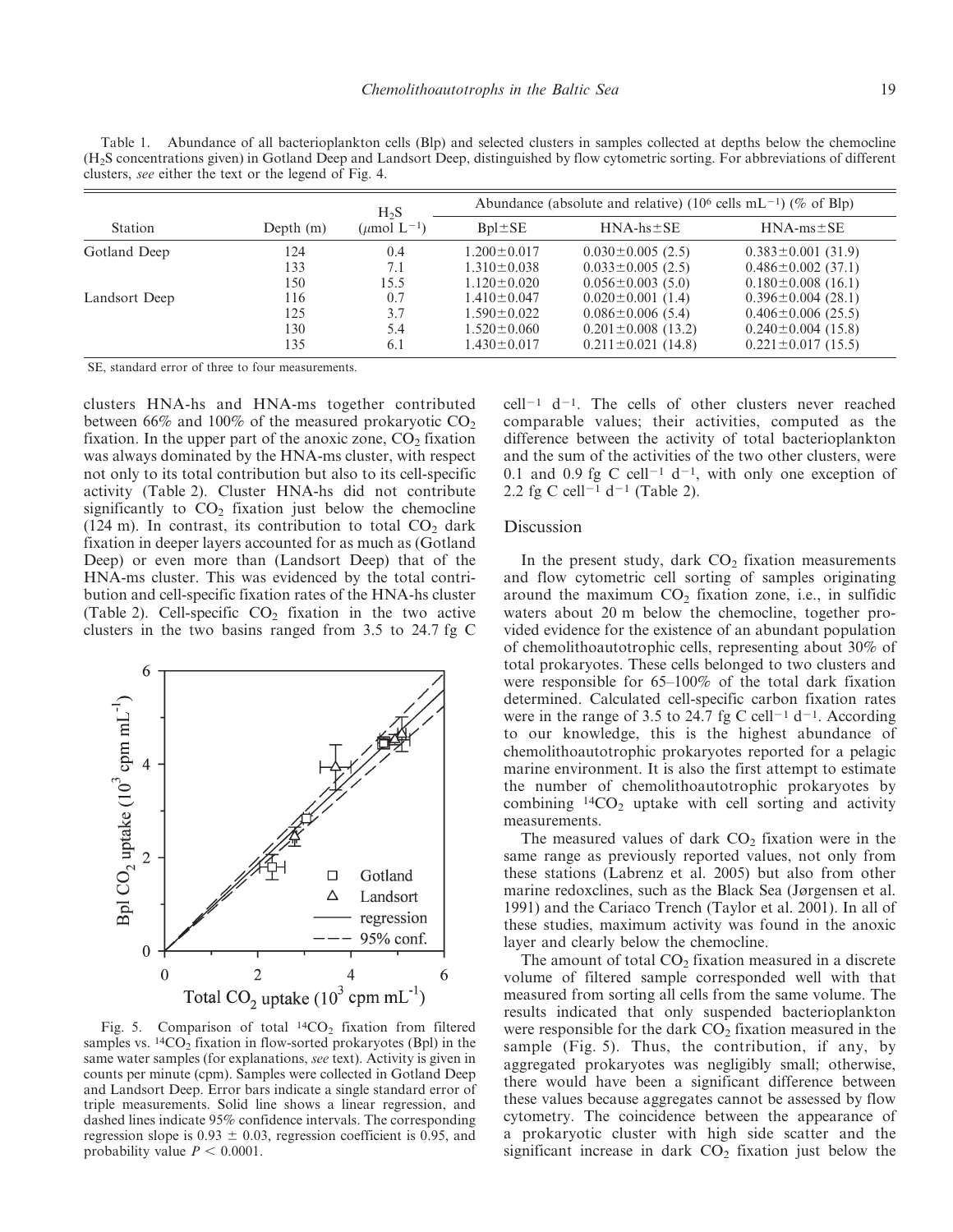Table 1. Abundance of all bacterioplankton cells (Blp) and selected clusters in samples collected at depths below the chemocline ($H_2S$ concentrations given) in Gotland Deep and Landsort Deep, distinguished by flow cytometric sorting. For abbreviations of different clusters, *see* either the text or the legend of Fig. 4.

| Station | Depth (m) | $H_2S$ ($\mu$mol $L^{-1}$) | Abundance (absolute and relative) ($10^6$ cells $mL^{-1}$) (% of Blp) | | |
|---|---|---|---|---|---|
| | | | Bpl±SE | HNA-hs±SE | HNA-ms±SE |
| Gotland Deep | 124 | 0.4 | 1.200±0.017 | 0.030±0.005 (2.5) | 0.383±0.001 (31.9) |
| | 133 | 7.1 | 1.310±0.038 | 0.033±0.005 (2.5) | 0.486±0.002 (37.1) |
| | 150 | 15.5 | 1.120±0.020 | 0.056±0.003 (5.0) | 0.180±0.008 (16.1) |
| Landsort Deep | 116 | 0.7 | 1.410±0.047 | 0.020±0.001 (1.4) | 0.396±0.004 (28.1) |
| | 125 | 3.7 | 1.590±0.022 | 0.086±0.006 (5.4) | 0.406±0.006 (25.5) |
| | 130 | 5.4 | 1.520±0.060 | 0.201±0.008 (13.2) | 0.240±0.004 (15.8) |
| | 135 | 6.1 | 1.430±0.017 | 0.211±0.021 (14.8) | 0.221±0.017 (15.5) |

SE, standard error of three to four measurements.

clusters HNA-hs and HNA-ms together contributed between 66% and 100% of the measured prokaryotic $CO_2$ fixation. In the upper part of the anoxic zone, $CO_2$ fixation was always dominated by the HNA-ms cluster, with respect not only to its total contribution but also to its cell-specific activity (Table 2). Cluster HNA-hs did not contribute significantly to $CO_2$ fixation just below the chemocline (124 m). In contrast, its contribution to total $CO_2$ dark fixation in deeper layers accounted for as much as (Gotland Deep) or even more than (Landsort Deep) that of the HNA-ms cluster. This was evidenced by the total contribution and cell-specific fixation rates of the HNA-hs cluster (Table 2). Cell-specific $CO_2$ fixation in the two active clusters in the two basins ranged from 3.5 to 24.7 fg C cell$^{-1}$ d$^{-1}$. The cells of other clusters never reached comparable values; their activities, computed as the difference between the activity of total bacterioplankton and the sum of the activities of the two other clusters, were 0.1 and 0.9 fg C cell$^{-1}$ d$^{-1}$, with only one exception of 2.2 fg C cell$^{-1}$ d$^{-1}$ (Table 2).

Fig. 5. Comparison of total $^{14}CO_2$ fixation from filtered samples vs. $^{14}CO_2$ fixation in flow-sorted prokaryotes (Bpl) in the same water samples (for explanations, *see* text). Activity is given in counts per minute (cpm). Samples were collected in Gotland Deep and Landsort Deep. Error bars indicate a single standard error of triple measurements. Solid line shows a linear regression, and dashed lines indicate 95% confidence intervals. The corresponding regression slope is 0.93 ± 0.03, regression coefficient is 0.95, and probability value $P < 0.0001$.

## Discussion

In the present study, dark $CO_2$ fixation measurements and flow cytometric cell sorting of samples originating around the maximum $CO_2$ fixation zone, i.e., in sulfidic waters about 20 m below the chemocline, together provided evidence for the existence of an abundant population of chemolithoautotrophic cells, representing about 30% of total prokaryotes. These cells belonged to two clusters and were responsible for 65–100% of the total dark fixation determined. Calculated cell-specific carbon fixation rates were in the range of 3.5 to 24.7 fg C cell$^{-1}$ d$^{-1}$. According to our knowledge, this is the highest abundance of chemolithoautotrophic prokaryotes reported for a pelagic marine environment. It is also the first attempt to estimate the number of chemolithoautotrophic prokaryotes by combining $^{14}CO_2$ uptake with cell sorting and activity measurements.

The measured values of dark $CO_2$ fixation were in the same range as previously reported values, not only from these stations (Labrenz et al. 2005) but also from other marine redoxclines, such as the Black Sea (Jørgensen et al. 1991) and the Cariaco Trench (Taylor et al. 2001). In all of these studies, maximum activity was found in the anoxic layer and clearly below the chemocline.

The amount of total $CO_2$ fixation measured in a discrete volume of filtered sample corresponded well with that measured from sorting all cells from the same volume. The results indicated that only suspended bacterioplankton were responsible for the dark $CO_2$ fixation measured in the sample (Fig. 5). Thus, the contribution, if any, by aggregated prokaryotes was negligibly small; otherwise, there would have been a significant difference between these values because aggregates cannot be assessed by flow cytometry. The coincidence between the appearance of a prokaryotic cluster with high side scatter and the significant increase in dark $CO_2$ fixation just below the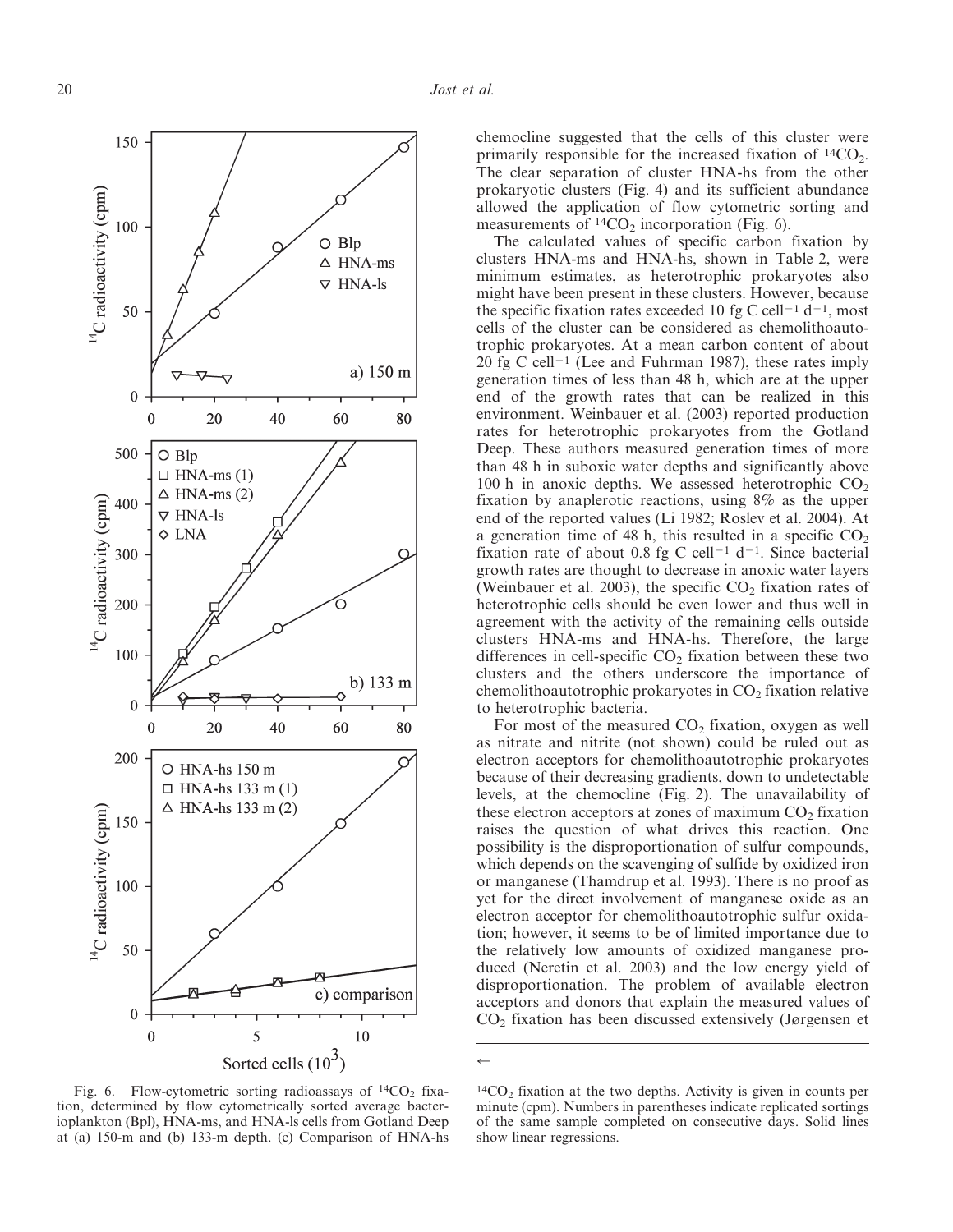Fig. 6. Flow-cytometric sorting radioassays of $^{14}CO_2$ fixation, determined by flow cytometrically sorted average bacterioplankton (Bpl), HNA-ms, and HNA-ls cells from Gotland Deep at (a) 150-m and (b) 133-m depth. (c) Comparison of HNA-hs $^{14}CO_2$ fixation at the two depths. Activity is given in counts per minute (cpm). Numbers in parentheses indicate replicated sortings of the same sample completed on consecutive days. Solid lines show linear regressions.

chemocline suggested that the cells of this cluster were primarily responsible for the increased fixation of $^{14}CO_2$. The clear separation of cluster HNA-hs from the other prokaryotic clusters (Fig. 4) and its sufficient abundance allowed the application of flow cytometric sorting and measurements of $^{14}CO_2$ incorporation (Fig. 6).

The calculated values of specific carbon fixation by clusters HNA-ms and HNA-hs, shown in Table 2, were minimum estimates, as heterotrophic prokaryotes also might have been present in these clusters. However, because the specific fixation rates exceeded 10 fg C cell$^{-1}$ d$^{-1}$, most cells of the cluster can be considered as chemolithoautotrophic prokaryotes. At a mean carbon content of about 20 fg C cell$^{-1}$ (Lee and Fuhrman 1987), these rates imply generation times of less than 48 h, which are at the upper end of the growth rates that can be realized in this environment. Weinbauer et al. (2003) reported production rates for heterotrophic prokaryotes from the Gotland Deep. These authors measured generation times of more than 48 h in suboxic water depths and significantly above 100 h in anoxic depths. We assessed heterotrophic $CO_2$ fixation by anaplerotic reactions, using 8% as the upper end of the reported values (Li 1982; Roslev et al. 2004). At a generation time of 48 h, this resulted in a specific $CO_2$ fixation rate of about 0.8 fg C cell$^{-1}$ d$^{-1}$. Since bacterial growth rates are thought to decrease in anoxic water layers (Weinbauer et al. 2003), the specific $CO_2$ fixation rates of heterotrophic cells should be even lower and thus well in agreement with the activity of the remaining cells outside clusters HNA-ms and HNA-hs. Therefore, the large differences in cell-specific $CO_2$ fixation between these two clusters and the others underscore the importance of chemolithoautotrophic prokaryotes in $CO_2$ fixation relative to heterotrophic bacteria.

For most of the measured $CO_2$ fixation, oxygen as well as nitrate and nitrite (not shown) could be ruled out as electron acceptors for chemolithoautotrophic prokaryotes because of their decreasing gradients, down to undetectable levels, at the chemocline (Fig. 2). The unavailability of these electron acceptors at zones of maximum $CO_2$ fixation raises the question of what drives this reaction. One possibility is the disproportionation of sulfur compounds, which depends on the scavenging of sulfide by oxidized iron or manganese (Thamdrup et al. 1993). There is no proof as yet for the direct involvement of manganese oxide as an electron acceptor for chemolithoautotrophic sulfur oxidation; however, it seems to be of limited importance due to the relatively low amounts of oxidized manganese produced (Neretin et al. 2003) and the low energy yield of disproportionation. The problem of available electron acceptors and donors that explain the measured values of $CO_2$ fixation has been discussed extensively (Jørgensen et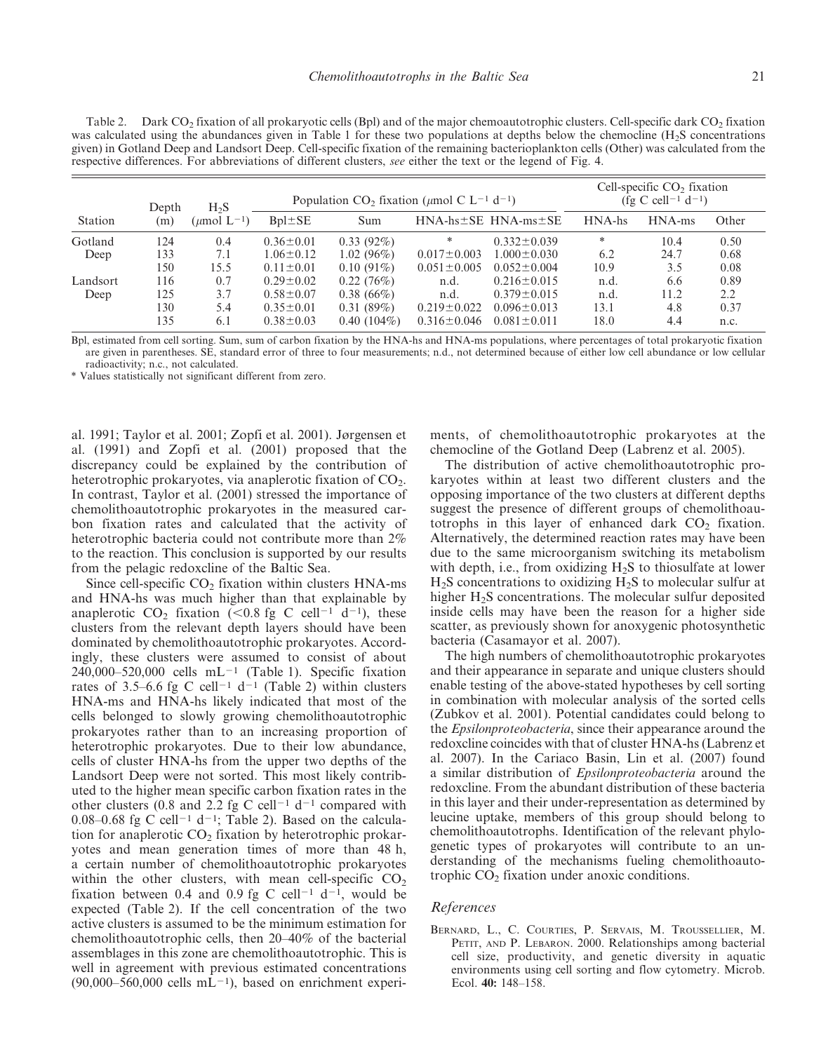Table 2. Dark $CO_2$ fixation of all prokaryotic cells (Bpl) and of the major chemoautotrophic clusters. Cell-specific dark $CO_2$ fixation was calculated using the abundances given in Table 1 for these two populations at depths below the chemocline ($H_2S$ concentrations given) in Gotland Deep and Landsort Deep. Cell-specific fixation of the remaining bacterioplankton cells (Other) was calculated from the respective differences. For abbreviations of different clusters, *see* either the text or the legend of Fig. 4.

| Station | Depth (m) | $H_2S$ ($\mu$mol $L^{-1}$) | Population $CO_2$ fixation ($\mu$mol C $L^{-1}$ $d^{-1}$) | | | | Cell-specific $CO_2$ fixation (fg C $cell^{-1}$ $d^{-1}$) | | |
|---|---|---|---|---|---|---|---|---|---|
| | | | Bpl±SE | Sum | HNA-hs±SE | HNA-ms±SE | HNA-hs | HNA-ms | Other |
| Gotland Deep | 124 | 0.4 | 0.36±0.01 | 0.33 (92%) | * | 0.332±0.039 | * | 10.4 | 0.50 |
| | 133 | 7.1 | 1.06±0.12 | 1.02 (96%) | 0.017±0.003 | 1.000±0.030 | 6.2 | 24.7 | 0.68 |
| | 150 | 15.5 | 0.11±0.01 | 0.10 (91%) | 0.051±0.005 | 0.052±0.004 | 10.9 | 3.5 | 0.08 |
| Landsort Deep | 116 | 0.7 | 0.29±0.02 | 0.22 (76%) | n.d. | 0.216±0.015 | n.d. | 6.6 | 0.89 |
| | 125 | 3.7 | 0.58±0.07 | 0.38 (66%) | n.d. | 0.379±0.015 | n.d. | 11.2 | 2.2 |
| | 130 | 5.4 | 0.35±0.01 | 0.31 (89%) | 0.219±0.022 | 0.096±0.013 | 13.1 | 4.8 | 0.37 |
| | 135 | 6.1 | 0.38±0.03 | 0.40 (104%) | 0.316±0.046 | 0.081±0.011 | 18.0 | 4.4 | n.c. |

Bpl, estimated from cell sorting. Sum, sum of carbon fixation by the HNA-hs and HNA-ms populations, where percentages of total prokaryotic fixation are given in parentheses. SE, standard error of three to four measurements; n.d., not determined because of either low cell abundance or low cellular radioactivity; n.c., not calculated.

* Values statistically not significant different from zero.

al. 1991; Taylor et al. 2001; Zopfi et al. 2001). Jørgensen et al. (1991) and Zopfi et al. (2001) proposed that the discrepancy could be explained by the contribution of heterotrophic prokaryotes, via anaplerotic fixation of $CO_2$. In contrast, Taylor et al. (2001) stressed the importance of chemolithoautotrophic prokaryotes in the measured carbon fixation rates and calculated that the activity of heterotrophic bacteria could not contribute more than 2% to the reaction. This conclusion is supported by our results from the pelagic redoxcline of the Baltic Sea.

Since cell-specific $CO_2$ fixation within clusters HNA-ms and HNA-hs was much higher than that explainable by anaplerotic $CO_2$ fixation ($<0.8$ fg C $cell^{-1}$ $d^{-1}$), these clusters from the relevant depth layers should have been dominated by chemolithoautotrophic prokaryotes. Accordingly, these clusters were assumed to consist of about 240,000–520,000 cells $mL^{-1}$ (Table 1). Specific fixation rates of 3.5–6.6 fg C $cell^{-1}$ $d^{-1}$ (Table 2) within clusters HNA-ms and HNA-hs likely indicated that most of the cells belonged to slowly growing chemolithoautotrophic prokaryotes rather than to an increasing proportion of heterotrophic prokaryotes. Due to their low abundance, cells of cluster HNA-hs from the upper two depths of the Landsort Deep were not sorted. This most likely contributed to the higher mean specific carbon fixation rates in the other clusters (0.8 and 2.2 fg C $cell^{-1}$ $d^{-1}$ compared with 0.08–0.68 fg C $cell^{-1}$ $d^{-1}$; Table 2). Based on the calculation for anaplerotic $CO_2$ fixation by heterotrophic prokaryotes and mean generation times of more than 48 h, a certain number of chemolithoautotrophic prokaryotes within the other clusters, with mean cell-specific $CO_2$ fixation between 0.4 and 0.9 fg C $cell^{-1}$ $d^{-1}$, would be expected (Table 2). If the cell concentration of the two active clusters is assumed to be the minimum estimation for chemolithoautotrophic cells, then 20–40% of the bacterial assemblages in this zone are chemolithoautotrophic. This is well in agreement with previous estimated concentrations (90,000–560,000 cells $mL^{-1}$), based on enrichment experiments, of chemolithoautotrophic prokaryotes at the chemocline of the Gotland Deep (Labrenz et al. 2005).

The distribution of active chemolithoautotrophic prokaryotes within at least two different clusters and the opposing importance of the two clusters at different depths suggest the presence of different groups of chemolithoautotrophs in this layer of enhanced dark $CO_2$ fixation. Alternatively, the determined reaction rates may have been due to the same microorganism switching its metabolism with depth, i.e., from oxidizing $H_2S$ to thiosulfate at lower $H_2S$ concentrations to oxidizing $H_2S$ to molecular sulfur at higher $H_2S$ concentrations. The molecular sulfur deposited inside cells may have been the reason for a higher side scatter, as previously shown for anoxygenic photosynthetic bacteria (Casamayor et al. 2007).

The high numbers of chemolithoautotrophic prokaryotes and their appearance in separate and unique clusters should enable testing of the above-stated hypotheses by cell sorting in combination with molecular analysis of the sorted cells (Zubkov et al. 2001). Potential candidates could belong to the *Epsilonproteobacteria*, since their appearance around the redoxcline coincides with that of cluster HNA-hs (Labrenz et al. 2007). In the Cariaco Basin, Lin et al. (2007) found a similar distribution of *Epsilonproteobacteria* around the redoxcline. From the abundant distribution of these bacteria in this layer and their under-representation as determined by leucine uptake, members of this group should belong to chemolithoautotrophs. Identification of the relevant phylogenetic types of prokaryotes will contribute to an understanding of the mechanisms fueling chemolithoautotrophic $CO_2$ fixation under anoxic conditions.

## References

Bernard, L., C. Courties, P. Servais, M. Troussellier, M. Petit, and P. Lebaron. 2000. Relationships among bacterial cell size, productivity, and genetic diversity in aquatic environments using cell sorting and flow cytometry. Microb. Ecol. **40:** 148–158.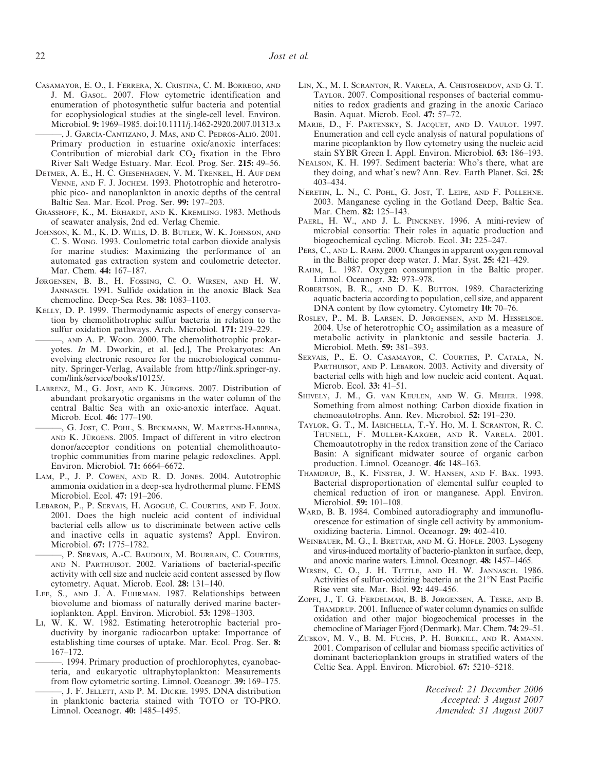Casamayor, E. O., I. Ferrera, X. Cristina, C. M. Borrego, and J. M. Gasol. 2007. Flow cytometric identification and enumeration of photosynthetic sulfur bacteria and potential for ecophysiological studies at the single-cell level. Environ. Microbiol. **9:** 1969–1985. doi:10.1111/j.1462-2920.2007.01313.x

———, J. García-Cantizano, J. Mas, and C. Pedrós-Alió. 2001. Primary production in estuarine oxic/anoxic interfaces: Contribution of microbial dark $CO_2$ fixation in the Ebro River Salt Wedge Estuary. Mar. Ecol. Prog. Ser. **215:** 49–56.

Detmer, A. E., H. C. Giesenhagen, V. M. Trenkel, H. Auf dem Venne, and F. J. Jochem. 1993. Phototrophic and heterotrophic pico- and nanoplankton in anoxic depths of the central Baltic Sea. Mar. Ecol. Prog. Ser. **99:** 197–203.

Grasshoff, K., M. Erhardt, and K. Kremling. 1983. Methods of seawater analysis, 2nd ed. Verlag Chemie.

Johnson, K. M., K. D. Wills, D. B. Butler, W. K. Johnson, and C. S. Wong. 1993. Coulometric total carbon dioxide analysis for marine studies: Maximizing the performance of an automated gas extraction system and coulometric detector. Mar. Chem. **44:** 167–187.

Jørgensen, B. B., H. Fossing, C. O. Wirsen, and H. W. Jannasch. 1991. Sulfide oxidation in the anoxic Black Sea chemocline. Deep-Sea Res. **38:** 1083–1103.

Kelly, D. P. 1999. Thermodynamic aspects of energy conservation by chemolithotrophic sulfur bacteria in relation to the sulfur oxidation pathways. Arch. Microbiol. **171:** 219–229.

———, and A. P. Wood. 2000. The chemolithotrophic prokaryotes. *In* M. Dworkin, et al. [ed.], The Prokaryotes: An evolving electronic resource for the microbiological community. Springer-Verlag, Available from http://link.springer-ny.com/link/service/books/10125/.

Labrenz, M., G. Jost, and K. Jürgens. 2007. Distribution of abundant prokaryotic organisms in the water column of the central Baltic Sea with an oxic-anoxic interface. Aquat. Microb. Ecol. **46:** 177–190.

———, G. Jost, C. Pohl, S. Beckmann, W. Martens-Habbena, and K. Jürgens. 2005. Impact of different in vitro electron donor/acceptor conditions on potential chemolithoautotrophic communities from marine pelagic redoxclines. Appl. Environ. Microbiol. **71:** 6664–6672.

Lam, P., J. P. Cowen, and R. D. Jones. 2004. Autotrophic ammonia oxidation in a deep-sea hydrothermal plume. FEMS Microbiol. Ecol. **47:** 191–206.

Lebaron, P., P. Servais, H. Agogué, C. Courties, and F. Joux. 2001. Does the high nucleic acid content of individual bacterial cells allow us to discriminate between active cells and inactive cells in aquatic systems? Appl. Environ. Microbiol. **67:** 1775–1782.

———, P. Servais, A.-C. Baudoux, M. Bourrain, C. Courties, and N. Parthuisot. 2002. Variations of bacterial-specific activity with cell size and nucleic acid content assessed by flow cytometry. Aquat. Microb. Ecol. **28:** 131–140.

Lee, S., and J. A. Fuhrman. 1987. Relationships between biovolume and biomass of naturally derived marine bacterioplankton. Appl. Environ. Microbiol. **53:** 1298–1303.

Li, W. K. W. 1982. Estimating heterotrophic bacterial productivity by inorganic radiocarbon uptake: Importance of establishing time courses of uptake. Mar. Ecol. Prog. Ser. **8:** 167–172.

———. 1994. Primary production of prochlorophytes, cyanobacteria, and eukaryotic ultraphytoplankton: Measurements from flow cytometric sorting. Limnol. Oceanogr. **39:** 169–175.

———, J. F. Jellett, and P. M. Dickie. 1995. DNA distribution in planktonic bacteria stained with TOTO or TO-PRO. Limnol. Oceanogr. **40:** 1485–1495.

Lin, X., M. I. Scranton, R. Varela, A. Chistoserdov, and G. T. Taylor. 2007. Compositional responses of bacterial communities to redox gradients and grazing in the anoxic Cariaco Basin. Aquat. Microb. Ecol. **47:** 57–72.

Marie, D., F. Partensky, S. Jacquet, and D. Vaulot. 1997. Enumeration and cell cycle analysis of natural populations of marine picoplankton by flow cytometry using the nucleic acid stain SYBR Green I. Appl. Environ. Microbiol. **63:** 186–193.

Nealson, K. H. 1997. Sediment bacteria: Who's there, what are they doing, and what's new? Ann. Rev. Earth Planet. Sci. **25:** 403–434.

Neretin, L. N., C. Pohl, G. Jost, T. Leipe, and F. Pollehne. 2003. Manganese cycling in the Gotland Deep, Baltic Sea. Mar. Chem. **82:** 125–143.

Paerl, H. W., and J. L. Pinckney. 1996. A mini-review of microbial consortia: Their roles in aquatic production and biogeochemical cycling. Microb. Ecol. **31:** 225–247.

Pers, C., and L. Rahm. 2000. Changes in apparent oxygen removal in the Baltic proper deep water. J. Mar. Syst. **25:** 421–429.

Rahm, L. 1987. Oxygen consumption in the Baltic proper. Limnol. Oceanogr. **32:** 973–978.

Robertson, B. R., and D. K. Button. 1989. Characterizing aquatic bacteria according to population, cell size, and apparent DNA content by flow cytometry. Cytometry **10:** 70–76.

Roslev, P., M. B. Larsen, D. Jørgensen, and M. Hesselsoe. 2004. Use of heterotrophic $CO_2$ assimilation as a measure of metabolic activity in planktonic and sessile bacteria. J. Microbiol. Meth. **59:** 381–393.

Servais, P., E. O. Casamayor, C. Courties, P. Catala, N. Parthuisot, and P. Lebaron. 2003. Activity and diversity of bacterial cells with high and low nucleic acid content. Aquat. Microb. Ecol. **33:** 41–51.

Shively, J. M., G. van Keulen, and W. G. Meijer. 1998. Something from almost nothing: Carbon dioxide fixation in chemoautotrophs. Ann. Rev. Microbiol. **52:** 191–230.

Taylor, G. T., M. Iabichella, T.-Y. Ho, M. I. Scranton, R. C. Thunell, F. Muller-Karger, and R. Varela. 2001. Chemoautotrophy in the redox transition zone of the Cariaco Basin: A significant midwater source of organic carbon production. Limnol. Oceanogr. **46:** 148–163.

Thamdrup, B., K. Finster, J. W. Hansen, and F. Bak. 1993. Bacterial disproportionation of elemental sulfur coupled to chemical reduction of iron or manganese. Appl. Environ. Microbiol. **59:** 101–108.

Ward, B. B. 1984. Combined autoradiography and immunofluorescence for estimation of single cell activity by ammonium-oxidizing bacteria. Limnol. Oceanogr. **29:** 402–410.

Weinbauer, M. G., I. Brettar, and M. G. Höfle. 2003. Lysogeny and virus-induced mortality of bacterio-plankton in surface, deep, and anoxic marine waters. Limnol. Oceanogr. **48:** 1457–1465.

Wirsen, C. O., J. H. Tuttle, and H. W. Jannasch. 1986. Activities of sulfur-oxidizing bacteria at the 21°N East Pacific Rise vent site. Mar. Biol. **92:** 449–456.

Zopfi, J., T. G. Ferdelman, B. B. Jørgensen, A. Teske, and B. Thamdrup. 2001. Influence of water column dynamics on sulfide oxidation and other major biogeochemical processes in the chemocline of Mariager Fjord (Denmark). Mar. Chem. **74:** 29–51.

Zubkov, M. V., B. M. Fuchs, P. H. Burkill, and R. Amann. 2001. Comparison of cellular and biomass specific activities of dominant bacterioplankton groups in stratified waters of the Celtic Sea. Appl. Environ. Microbiol. **67:** 5210–5218.

*Received: 21 December 2006*
*Accepted: 3 August 2007*
*Amended: 31 August 2007*